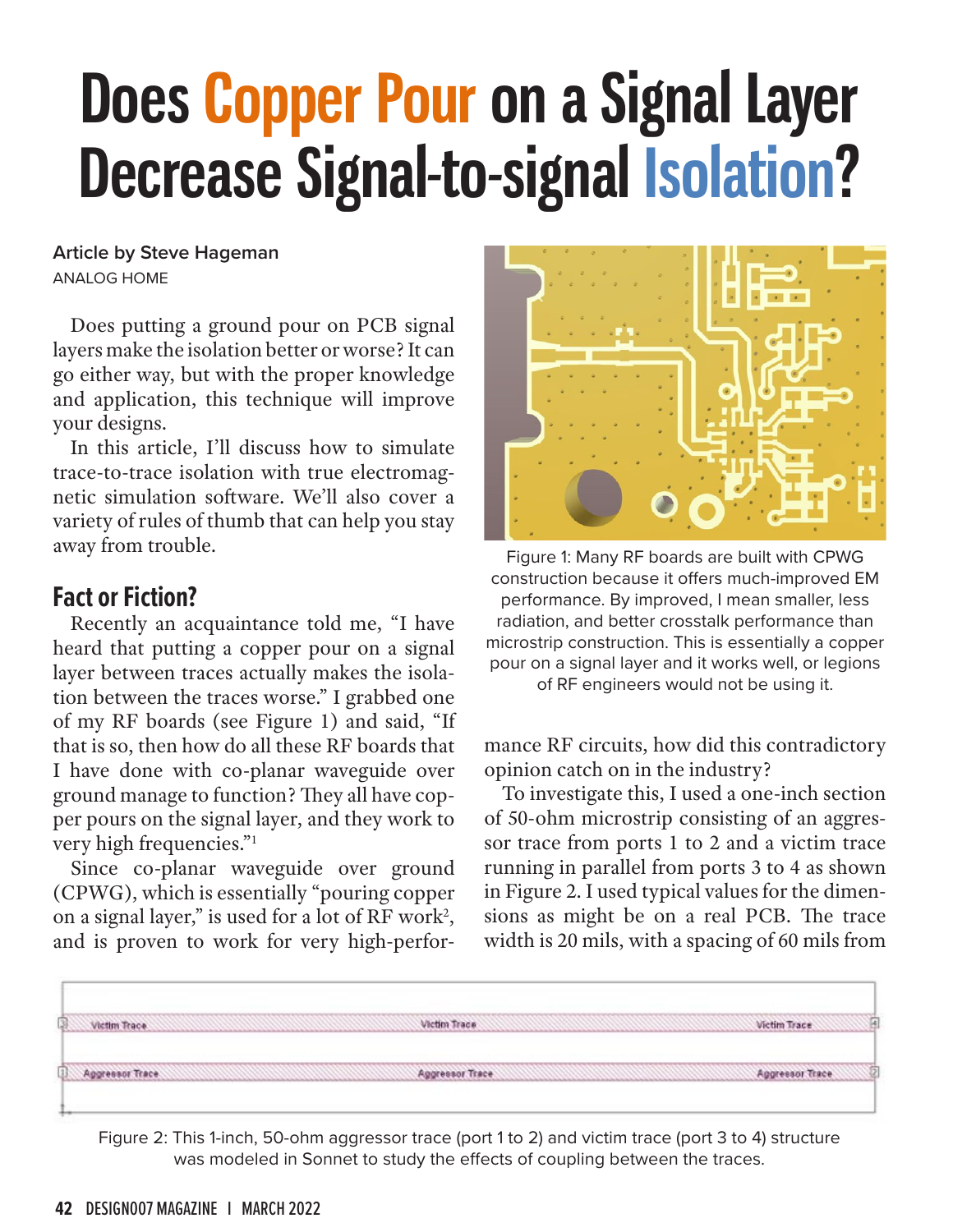# Does Copper Pour on a Signal Layer Decrease Signal-to-signal Isolation?

**Article by Steve Hageman**
ANALOG HOME

Does putting a ground pour on PCB signal layers make the isolation better or worse? It can go either way, but with the proper knowledge and application, this technique will improve your designs.

In this article, I'll discuss how to simulate trace-to-trace isolation with true electromagnetic simulation software. We'll also cover a variety of rules of thumb that can help you stay away from trouble.

## Fact or Fiction?

Recently an acquaintance told me, "I have heard that putting a copper pour on a signal layer between traces actually makes the isolation between the traces worse." I grabbed one of my RF boards (see Figure 1) and said, "If that is so, then how do all these RF boards that I have done with co-planar waveguide over ground manage to function? They all have copper pours on the signal layer, and they work to very high frequencies."[1]

Since co-planar waveguide over ground (CPWG), which is essentially "pouring copper on a signal layer," is used for a lot of RF work[2], and is proven to work for very high-performance RF circuits, how did this contradictory opinion catch on in the industry?

Figure 1: Many RF boards are built with CPWG construction because it offers much-improved EM performance. By improved, I mean smaller, less radiation, and better crosstalk performance than microstrip construction. This is essentially a copper pour on a signal layer and it works well, or legions of RF engineers would not be using it.

To investigate this, I used a one-inch section of 50-ohm microstrip consisting of an aggressor trace from ports 1 to 2 and a victim trace running in parallel from ports 3 to 4 as shown in Figure 2. I used typical values for the dimensions as might be on a real PCB. The trace width is 20 mils, with a spacing of 60 mils from

Figure 2: This 1-inch, 50-ohm aggressor trace (port 1 to 2) and victim trace (port 3 to 4) structure was modeled in Sonnet to study the effects of coupling between the traces.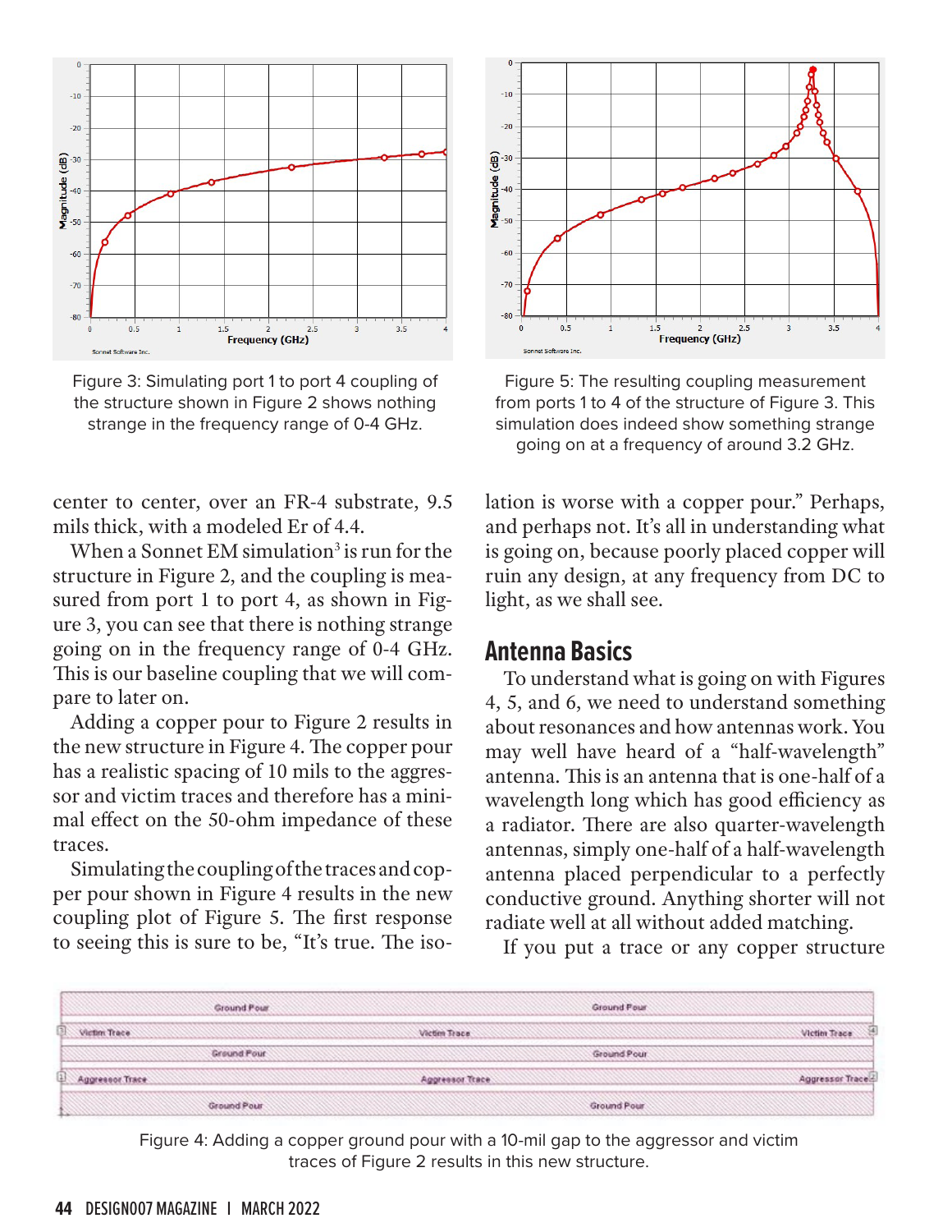Figure 3: Simulating port 1 to port 4 coupling of the structure shown in Figure 2 shows nothing strange in the frequency range of 0-4 GHz.

Figure 5: The resulting coupling measurement from ports 1 to 4 of the structure of Figure 3. This simulation does indeed show something strange going on at a frequency of around 3.2 GHz.

center to center, over an FR-4 substrate, 9.5 mils thick, with a modeled Er of 4.4.

When a Sonnet EM simulation[3] is run for the structure in Figure 2, and the coupling is measured from port 1 to port 4, as shown in Figure 3, you can see that there is nothing strange going on in the frequency range of 0-4 GHz. This is our baseline coupling that we will compare to later on.

Adding a copper pour to Figure 2 results in the new structure in Figure 4. The copper pour has a realistic spacing of 10 mils to the aggressor and victim traces and therefore has a minimal effect on the 50-ohm impedance of these traces.

Simulating the coupling of the traces and copper pour shown in Figure 4 results in the new coupling plot of Figure 5. The first response to seeing this is sure to be, "It's true. The isolation is worse with a copper pour." Perhaps, and perhaps not. It's all in understanding what is going on, because poorly placed copper will ruin any design, at any frequency from DC to light, as we shall see.

## Antenna Basics

To understand what is going on with Figures 4, 5, and 6, we need to understand something about resonances and how antennas work. You may well have heard of a "half-wavelength" antenna. This is an antenna that is one-half of a wavelength long which has good efficiency as a radiator. There are also quarter-wavelength antennas, simply one-half of a half-wavelength antenna placed perpendicular to a perfectly conductive ground. Anything shorter will not radiate well at all without added matching.

If you put a trace or any copper structure

Figure 4: Adding a copper ground pour with a 10-mil gap to the aggressor and victim traces of Figure 2 results in this new structure.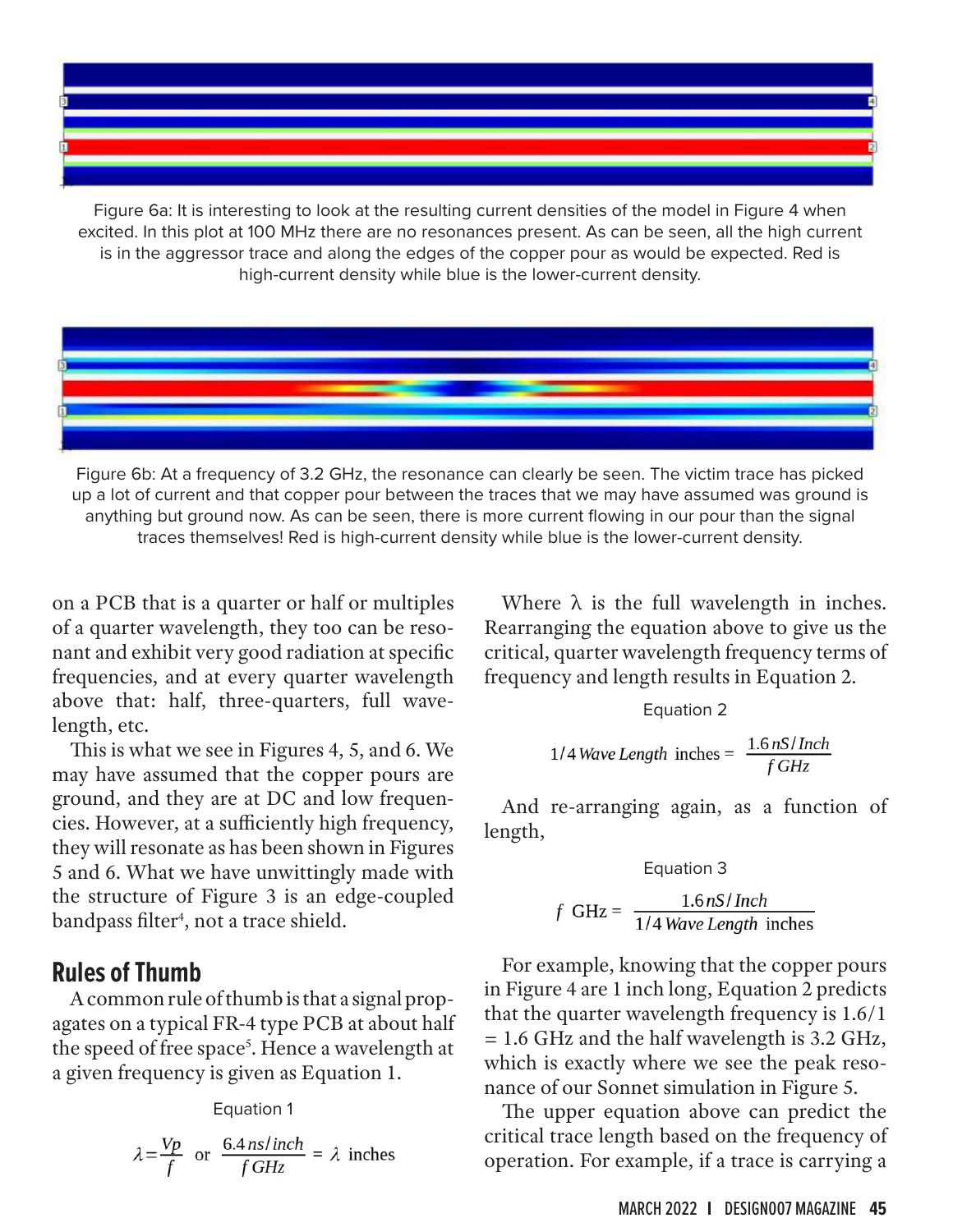Figure 6a: It is interesting to look at the resulting current densities of the model in Figure 4 when excited. In this plot at 100 MHz there are no resonances present. As can be seen, all the high current is in the aggressor trace and along the edges of the copper pour as would be expected. Red is high-current density while blue is the lower-current density.

Figure 6b: At a frequency of 3.2 GHz, the resonance can clearly be seen. The victim trace has picked up a lot of current and that copper pour between the traces that we may have assumed was ground is anything but ground now. As can be seen, there is more current flowing in our pour than the signal traces themselves! Red is high-current density while blue is the lower-current density.

on a PCB that is a quarter or half or multiples of a quarter wavelength, they too can be resonant and exhibit very good radiation at specific frequencies, and at every quarter wavelength above that: half, three-quarters, full wavelength, etc.

This is what we see in Figures 4, 5, and 6. We may have assumed that the copper pours are ground, and they are at DC and low frequencies. However, at a sufficiently high frequency, they will resonate as has been shown in Figures 5 and 6. What we have unwittingly made with the structure of Figure 3 is an edge-coupled bandpass filter[4], not a trace shield.

## Rules of Thumb

A common rule of thumb is that a signal propagates on a typical FR-4 type PCB at about half the speed of free space[5]. Hence a wavelength at a given frequency is given as Equation 1.

Equation 1

$$\lambda = \frac{Vp}{f} \text{ or } \frac{6.4\, ns/inch}{f\, GHz} = \lambda \text{ inches}$$

Where λ is the full wavelength in inches. Rearranging the equation above to give us the critical, quarter wavelength frequency terms of frequency and length results in Equation 2.

Equation 2

$$1/4\, \textit{Wave Length} \text{ inches} = \frac{1.6\, nS/Inch}{f\, GHz}$$

And re-arranging again, as a function of length,

Equation 3

$$f \text{ GHz} = \frac{1.6\, nS/Inch}{1/4\, \textit{Wave Length} \text{ inches}}$$

For example, knowing that the copper pours in Figure 4 are 1 inch long, Equation 2 predicts that the quarter wavelength frequency is 1.6/1 = 1.6 GHz and the half wavelength is 3.2 GHz, which is exactly where we see the peak resonance of our Sonnet simulation in Figure 5.

The upper equation above can predict the critical trace length based on the frequency of operation. For example, if a trace is carrying a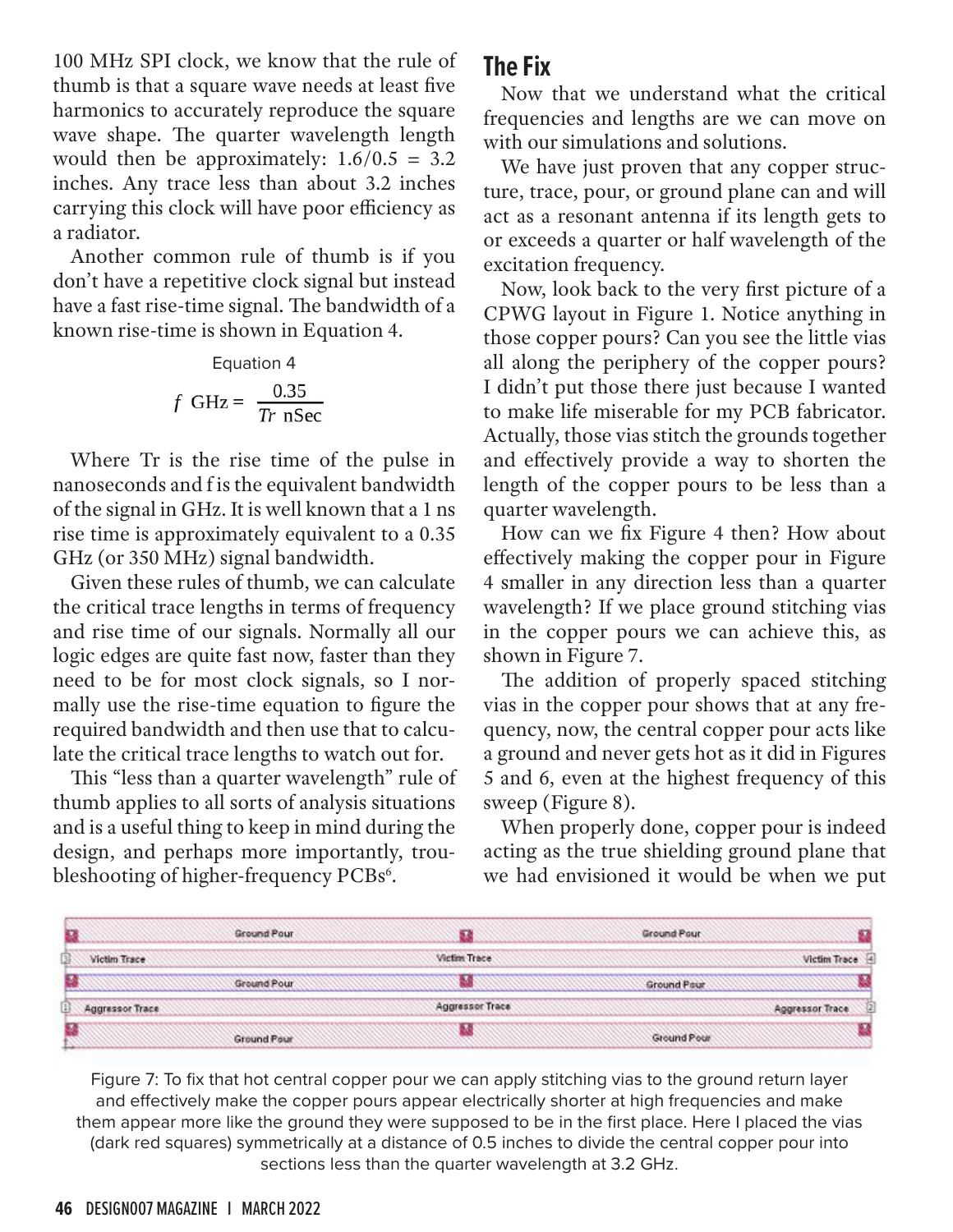100 MHz SPI clock, we know that the rule of thumb is that a square wave needs at least five harmonics to accurately reproduce the square wave shape. The quarter wavelength length would then be approximately: $1.6/0.5 = 3.2$ inches. Any trace less than about 3.2 inches carrying this clock will have poor efficiency as a radiator.

Another common rule of thumb is if you don't have a repetitive clock signal but instead have a fast rise-time signal. The bandwidth of a known rise-time is shown in Equation 4.

Equation 4

$$f \text{ GHz} = \frac{0.35}{Tr \text{ nSec}}$$

Where Tr is the rise time of the pulse in nanoseconds and f is the equivalent bandwidth of the signal in GHz. It is well known that a 1 ns rise time is approximately equivalent to a 0.35 GHz (or 350 MHz) signal bandwidth.

Given these rules of thumb, we can calculate the critical trace lengths in terms of frequency and rise time of our signals. Normally all our logic edges are quite fast now, faster than they need to be for most clock signals, so I normally use the rise-time equation to figure the required bandwidth and then use that to calculate the critical trace lengths to watch out for.

This "less than a quarter wavelength" rule of thumb applies to all sorts of analysis situations and is a useful thing to keep in mind during the design, and perhaps more importantly, troubleshooting of higher-frequency PCBs[6].

## The Fix

Now that we understand what the critical frequencies and lengths are we can move on with our simulations and solutions.

We have just proven that any copper structure, trace, pour, or ground plane can and will act as a resonant antenna if its length gets to or exceeds a quarter or half wavelength of the excitation frequency.

Now, look back to the very first picture of a CPWG layout in Figure 1. Notice anything in those copper pours? Can you see the little vias all along the periphery of the copper pours? I didn't put those there just because I wanted to make life miserable for my PCB fabricator. Actually, those vias stitch the grounds together and effectively provide a way to shorten the length of the copper pours to be less than a quarter wavelength.

How can we fix Figure 4 then? How about effectively making the copper pour in Figure 4 smaller in any direction less than a quarter wavelength? If we place ground stitching vias in the copper pours we can achieve this, as shown in Figure 7.

The addition of properly spaced stitching vias in the copper pour shows that at any frequency, now, the central copper pour acts like a ground and never gets hot as it did in Figures 5 and 6, even at the highest frequency of this sweep (Figure 8).

When properly done, copper pour is indeed acting as the true shielding ground plane that we had envisioned it would be when we put

Figure 7: To fix that hot central copper pour we can apply stitching vias to the ground return layer and effectively make the copper pours appear electrically shorter at high frequencies and make them appear more like the ground they were supposed to be in the first place. Here I placed the vias (dark red squares) symmetrically at a distance of 0.5 inches to divide the central copper pour into sections less than the quarter wavelength at 3.2 GHz.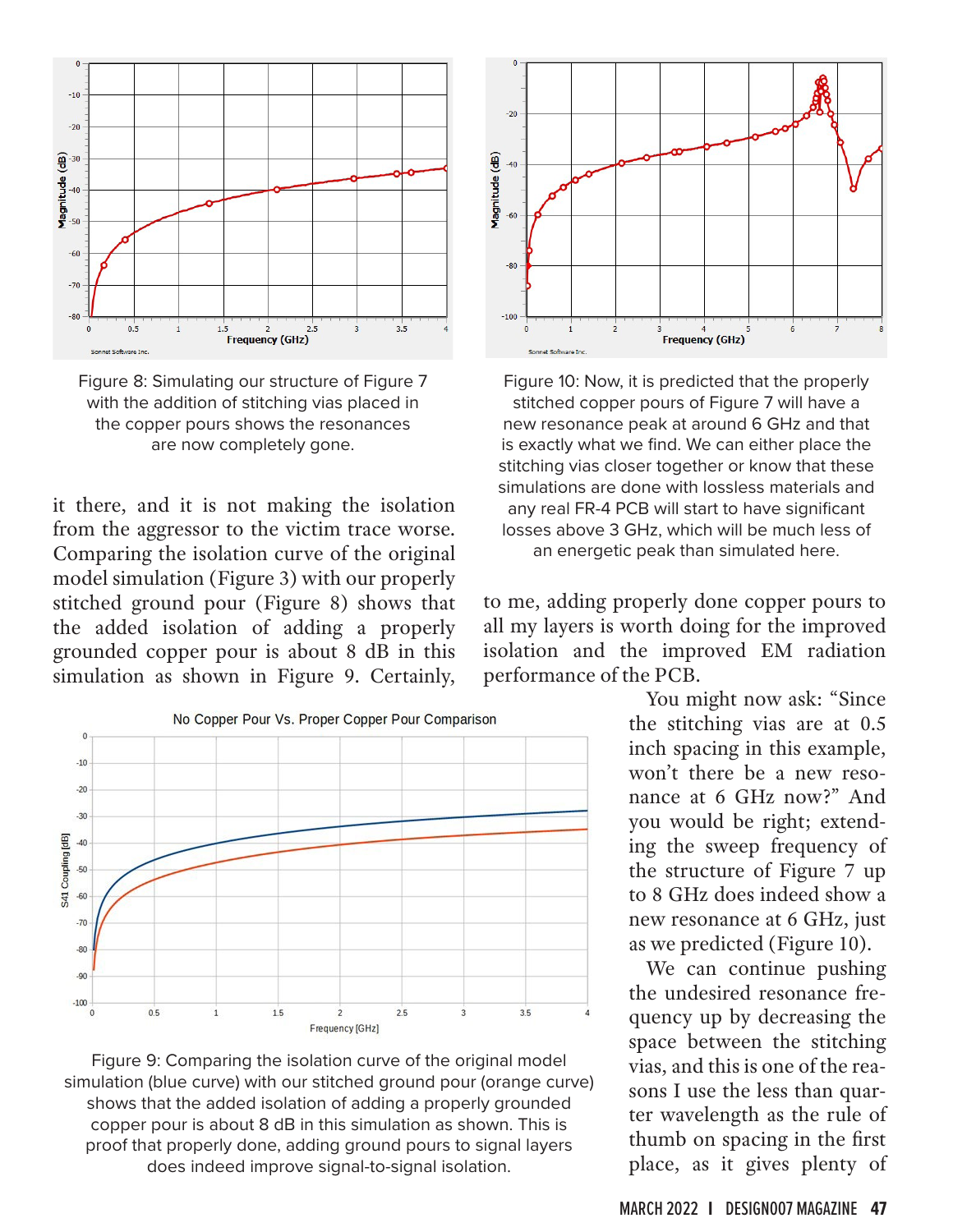Figure 8: Simulating our structure of Figure 7 with the addition of stitching vias placed in the copper pours shows the resonances are now completely gone.

Figure 10: Now, it is predicted that the properly stitched copper pours of Figure 7 will have a new resonance peak at around 6 GHz and that is exactly what we find. We can either place the stitching vias closer together or know that these simulations are done with lossless materials and any real FR-4 PCB will start to have significant losses above 3 GHz, which will be much less of an energetic peak than simulated here.

it there, and it is not making the isolation from the aggressor to the victim trace worse. Comparing the isolation curve of the original model simulation (Figure 3) with our properly stitched ground pour (Figure 8) shows that the added isolation of adding a properly grounded copper pour is about 8 dB in this simulation as shown in Figure 9. Certainly, to me, adding properly done copper pours to all my layers is worth doing for the improved isolation and the improved EM radiation performance of the PCB.

Figure 9: Comparing the isolation curve of the original model simulation (blue curve) with our stitched ground pour (orange curve) shows that the added isolation of adding a properly grounded copper pour is about 8 dB in this simulation as shown. This is proof that properly done, adding ground pours to signal layers does indeed improve signal-to-signal isolation.

You might now ask: "Since the stitching vias are at 0.5 inch spacing in this example, won't there be a new resonance at 6 GHz now?" And you would be right; extending the sweep frequency of the structure of Figure 7 up to 8 GHz does indeed show a new resonance at 6 GHz, just as we predicted (Figure 10).

We can continue pushing the undesired resonance frequency up by decreasing the space between the stitching vias, and this is one of the reasons I use the less than quarter wavelength as the rule of thumb on spacing in the first place, as it gives plenty of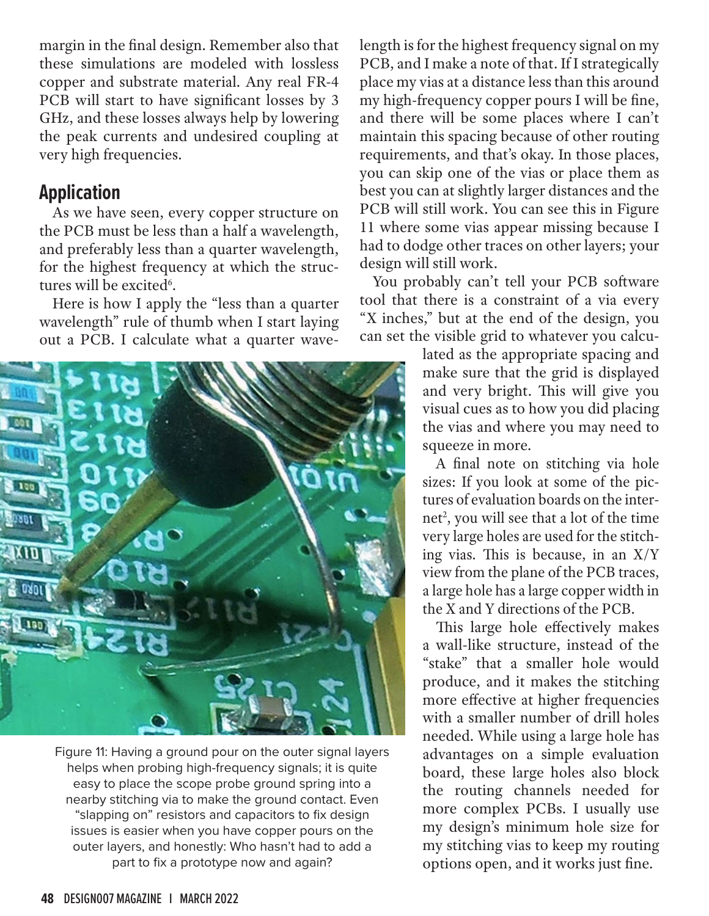margin in the final design. Remember also that these simulations are modeled with lossless copper and substrate material. Any real FR-4 PCB will start to have significant losses by 3 GHz, and these losses always help by lowering the peak currents and undesired coupling at very high frequencies.

## Application

As we have seen, every copper structure on the PCB must be less than a half a wavelength, and preferably less than a quarter wavelength, for the highest frequency at which the structures will be excited[6].

Here is how I apply the "less than a quarter wavelength" rule of thumb when I start laying out a PCB. I calculate what a quarter wavelength is for the highest frequency signal on my PCB, and I make a note of that. If I strategically place my vias at a distance less than this around my high-frequency copper pours I will be fine, and there will be some places where I can't maintain this spacing because of other routing requirements, and that's okay. In those places, you can skip one of the vias or place them as best you can at slightly larger distances and the PCB will still work. You can see this in Figure 11 where some vias appear missing because I had to dodge other traces on other layers; your design will still work.

You probably can't tell your PCB software tool that there is a constraint of a via every "X inches," but at the end of the design, you can set the visible grid to whatever you calculated as the appropriate spacing and make sure that the grid is displayed and very bright. This will give you visual cues as to how you did placing the vias and where you may need to squeeze in more.

Figure 11: Having a ground pour on the outer signal layers helps when probing high-frequency signals; it is quite easy to place the scope probe ground spring into a nearby stitching via to make the ground contact. Even "slapping on" resistors and capacitors to fix design issues is easier when you have copper pours on the outer layers, and honestly: Who hasn't had to add a part to fix a prototype now and again?

A final note on stitching via hole sizes: If you look at some of the pictures of evaluation boards on the internet[2], you will see that a lot of the time very large holes are used for the stitching vias. This is because, in an X/Y view from the plane of the PCB traces, a large hole has a large copper width in the X and Y directions of the PCB.

This large hole effectively makes a wall-like structure, instead of the "stake" that a smaller hole would produce, and it makes the stitching more effective at higher frequencies with a smaller number of drill holes needed. While using a large hole has advantages on a simple evaluation board, these large holes also block the routing channels needed for more complex PCBs. I usually use my design's minimum hole size for my stitching vias to keep my routing options open, and it works just fine.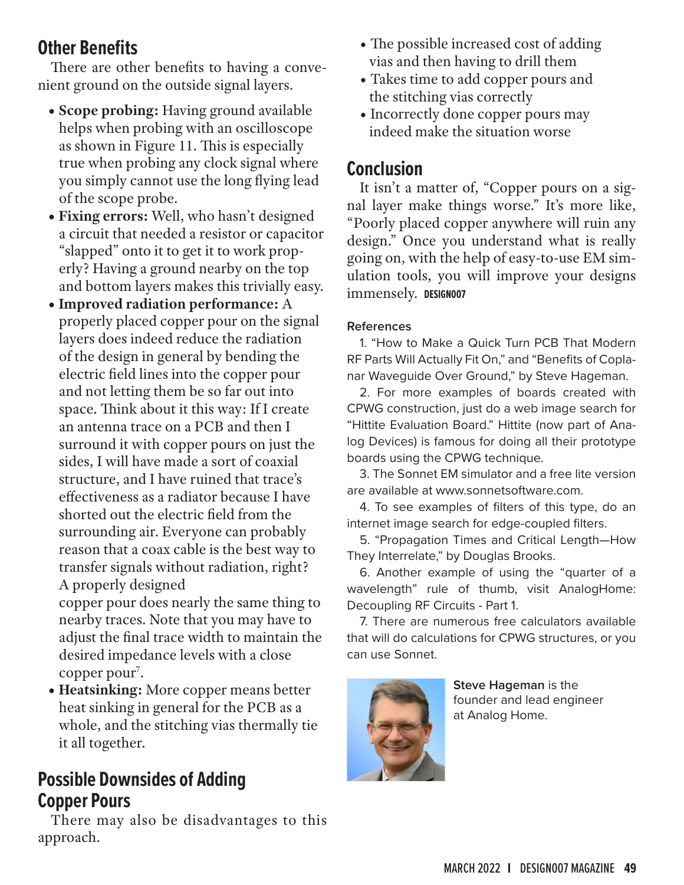## Other Benefits

There are other benefits to having a convenient ground on the outside signal layers.

- **Scope probing:** Having ground available helps when probing with an oscilloscope as shown in Figure 11. This is especially true when probing any clock signal where you simply cannot use the long flying lead of the scope probe.
- **Fixing errors:** Well, who hasn't designed a circuit that needed a resistor or capacitor "slapped" onto it to get it to work properly? Having a ground nearby on the top and bottom layers makes this trivially easy.
- **Improved radiation performance:** A properly placed copper pour on the signal layers does indeed reduce the radiation of the design in general by bending the electric field lines into the copper pour and not letting them be so far out into space. Think about it this way: If I create an antenna trace on a PCB and then I surround it with copper pours on just the sides, I will have made a sort of coaxial structure, and I have ruined that trace's effectiveness as a radiator because I have shorted out the electric field from the surrounding air. Everyone can probably reason that a coax cable is the best way to transfer signals without radiation, right? A properly designed copper pour does nearly the same thing to nearby traces. Note that you may have to adjust the final trace width to maintain the desired impedance levels with a close copper pour[7].
- **Heatsinking:** More copper means better heat sinking in general for the PCB as a whole, and the stitching vias thermally tie it all together.

## Possible Downsides of Adding Copper Pours

There may also be disadvantages to this approach.

- The possible increased cost of adding vias and then having to drill them
- Takes time to add copper pours and the stitching vias correctly
- Incorrectly done copper pours may indeed make the situation worse

## Conclusion

It isn't a matter of, "Copper pours on a signal layer make things worse." It's more like, "Poorly placed copper anywhere will ruin any design." Once you understand what is really going on, with the help of easy-to-use EM simulation tools, you will improve your designs immensely. DESIGN007

#### References

1. "How to Make a Quick Turn PCB That Modern RF Parts Will Actually Fit On," and "Benefits of Coplanar Waveguide Over Ground," by Steve Hageman.
2. For more examples of boards created with CPWG construction, just do a web image search for "Hittite Evaluation Board." Hittite (now part of Analog Devices) is famous for doing all their prototype boards using the CPWG technique.
3. The Sonnet EM simulator and a free lite version are available at www.sonnetsoftware.com.
4. To see examples of filters of this type, do an internet image search for edge-coupled filters.
5. "Propagation Times and Critical Length—How They Interrelate," by Douglas Brooks.
6. Another example of using the "quarter of a wavelength" rule of thumb, visit AnalogHome: Decoupling RF Circuits - Part 1.
7. There are numerous free calculators available that will do calculations for CPWG structures, or you can use Sonnet.

**Steve Hageman** is the founder and lead engineer at Analog Home.